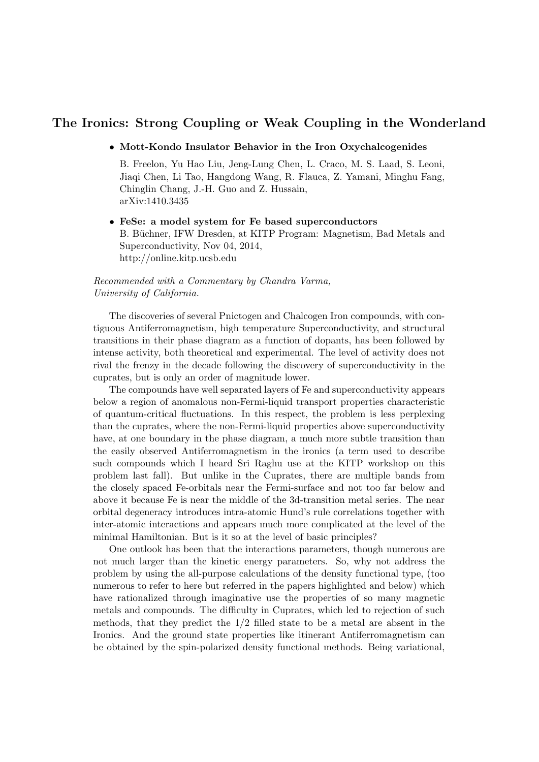# The Ironics: Strong Coupling or Weak Coupling in the Wonderland

- **Mott-Kondo Insulator Behavior in the Iron Oxychalcogenides**

  B. Freelon, Yu Hao Liu, Jeng-Lung Chen, L. Craco, M. S. Laad, S. Leoni, Jiaqi Chen, Li Tao, Hangdong Wang, R. Flauca, Z. Yamani, Minghu Fang, Chinglin Chang, J.-H. Guo and Z. Hussain,
  arXiv:1410.3435

- **FeSe: a model system for Fe based superconductors**
  B. Büchner, IFW Dresden, at KITP Program: Magnetism, Bad Metals and Superconductivity, Nov 04, 2014,
  http://online.kitp.ucsb.edu

*Recommended with a Commentary by Chandra Varma, University of California.*

The discoveries of several Pnictogen and Chalcogen Iron compounds, with contiguous Antiferromagnetism, high temperature Superconductivity, and structural transitions in their phase diagram as a function of dopants, has been followed by intense activity, both theoretical and experimental. The level of activity does not rival the frenzy in the decade following the discovery of superconductivity in the cuprates, but is only an order of magnitude lower.

The compounds have well separated layers of Fe and superconductivity appears below a region of anomalous non-Fermi-liquid transport properties characteristic of quantum-critical fluctuations. In this respect, the problem is less perplexing than the cuprates, where the non-Fermi-liquid properties above superconductivity have, at one boundary in the phase diagram, a much more subtle transition than the easily observed Antiferromagnetism in the ironics (a term used to describe such compounds which I heard Sri Raghu use at the KITP workshop on this problem last fall). But unlike in the Cuprates, there are multiple bands from the closely spaced Fe-orbitals near the Fermi-surface and not too far below and above it because Fe is near the middle of the 3d-transition metal series. The near orbital degeneracy introduces intra-atomic Hund's rule correlations together with inter-atomic interactions and appears much more complicated at the level of the minimal Hamiltonian. But is it so at the level of basic principles?

One outlook has been that the interactions parameters, though numerous are not much larger than the kinetic energy parameters. So, why not address the problem by using the all-purpose calculations of the density functional type, (too numerous to refer to here but referred in the papers highlighted and below) which have rationalized through imaginative use the properties of so many magnetic metals and compounds. The difficulty in Cuprates, which led to rejection of such methods, that they predict the 1/2 filled state to be a metal are absent in the Ironics. And the ground state properties like itinerant Antiferromagnetism can be obtained by the spin-polarized density functional methods. Being variational,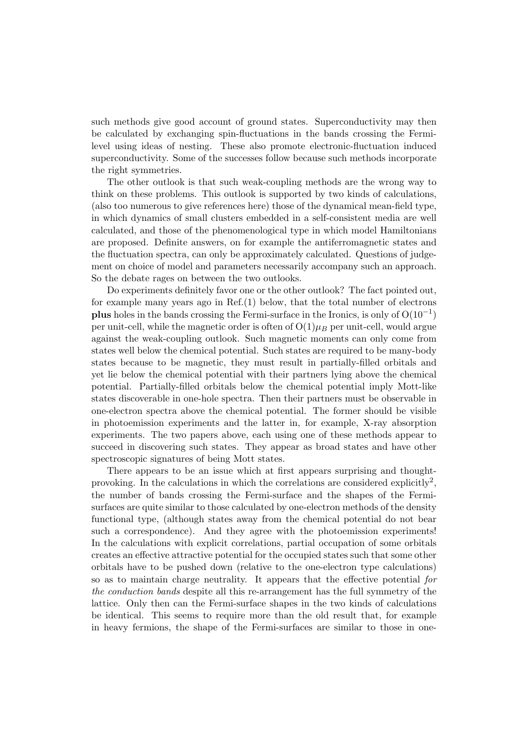such methods give good account of ground states. Superconductivity may then be calculated by exchanging spin-fluctuations in the bands crossing the Fermi-level using ideas of nesting. These also promote electronic-fluctuation induced superconductivity. Some of the successes follow because such methods incorporate the right symmetries.

The other outlook is that such weak-coupling methods are the wrong way to think on these problems. This outlook is supported by two kinds of calculations, (also too numerous to give references here) those of the dynamical mean-field type, in which dynamics of small clusters embedded in a self-consistent media are well calculated, and those of the phenomenological type in which model Hamiltonians are proposed. Definite answers, on for example the antiferromagnetic states and the fluctuation spectra, can only be approximately calculated. Questions of judgement on choice of model and parameters necessarily accompany such an approach. So the debate rages on between the two outlooks.

Do experiments definitely favor one or the other outlook? The fact pointed out, for example many years ago in Ref.(1) below, that the total number of electrons **plus** holes in the bands crossing the Fermi-surface in the Ironics, is only of $O(10^{-1})$ per unit-cell, while the magnetic order is often of $O(1)\mu_B$ per unit-cell, would argue against the weak-coupling outlook. Such magnetic moments can only come from states well below the chemical potential. Such states are required to be many-body states because to be magnetic, they must result in partially-filled orbitals and yet lie below the chemical potential with their partners lying above the chemical potential. Partially-filled orbitals below the chemical potential imply Mott-like states discoverable in one-hole spectra. Then their partners must be observable in one-electron spectra above the chemical potential. The former should be visible in photoemission experiments and the latter in, for example, X-ray absorption experiments. The two papers above, each using one of these methods appear to succeed in discovering such states. They appear as broad states and have other spectroscopic signatures of being Mott states.

There appears to be an issue which at first appears surprising and thought-provoking. In the calculations in which the correlations are considered explicitly[2], the number of bands crossing the Fermi-surface and the shapes of the Fermi-surfaces are quite similar to those calculated by one-electron methods of the density functional type, (although states away from the chemical potential do not bear such a correspondence). And they agree with the photoemission experiments! In the calculations with explicit correlations, partial occupation of some orbitals creates an effective attractive potential for the occupied states such that some other orbitals have to be pushed down (relative to the one-electron type calculations) so as to maintain charge neutrality. It appears that the effective potential *for the conduction bands* despite all this re-arrangement has the full symmetry of the lattice. Only then can the Fermi-surface shapes in the two kinds of calculations be identical. This seems to require more than the old result that, for example in heavy fermions, the shape of the Fermi-surfaces are similar to those in one-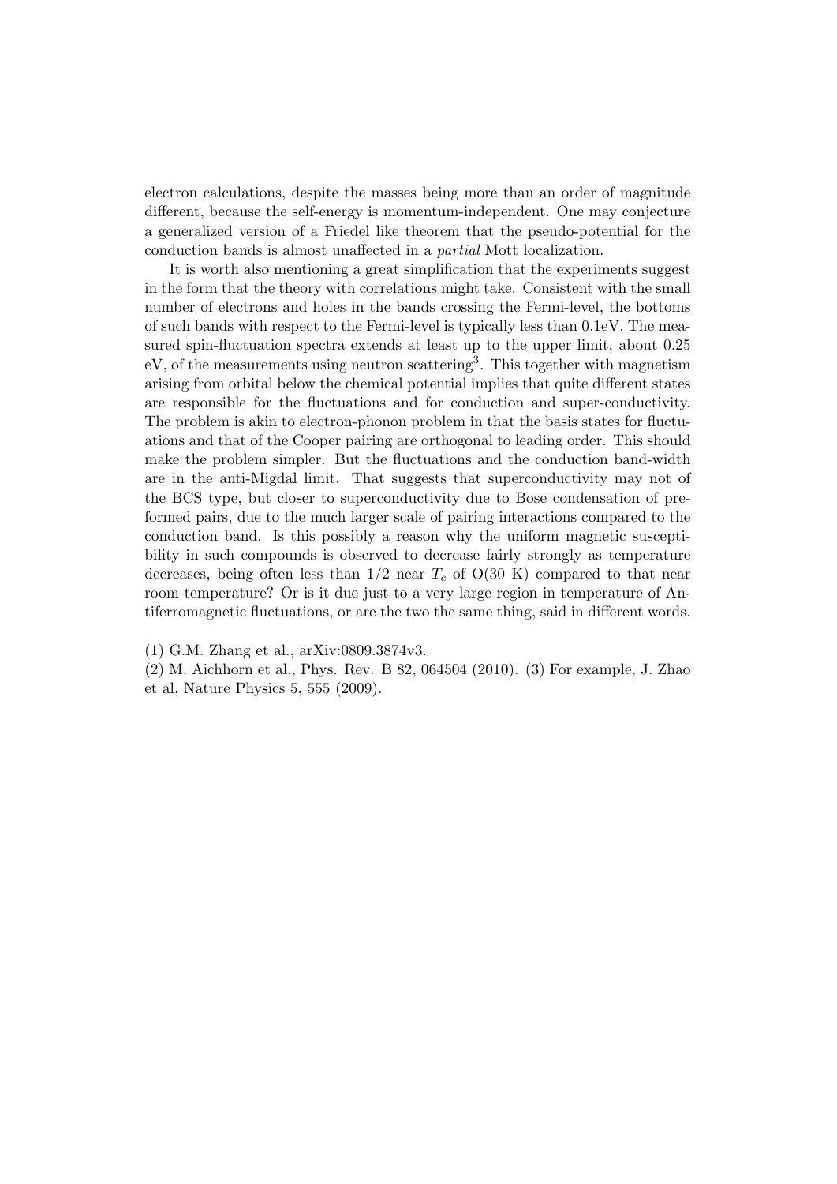electron calculations, despite the masses being more than an order of magnitude different, because the self-energy is momentum-independent. One may conjecture a generalized version of a Friedel like theorem that the pseudo-potential for the conduction bands is almost unaffected in a *partial* Mott localization.

It is worth also mentioning a great simplification that the experiments suggest in the form that the theory with correlations might take. Consistent with the small number of electrons and holes in the bands crossing the Fermi-level, the bottoms of such bands with respect to the Fermi-level is typically less than 0.1eV. The measured spin-fluctuation spectra extends at least up to the upper limit, about 0.25 eV, of the measurements using neutron scattering[3]. This together with magnetism arising from orbital below the chemical potential implies that quite different states are responsible for the fluctuations and for conduction and super-conductivity. The problem is akin to electron-phonon problem in that the basis states for fluctuations and that of the Cooper pairing are orthogonal to leading order. This should make the problem simpler. But the fluctuations and the conduction band-width are in the anti-Migdal limit. That suggests that superconductivity may not of the BCS type, but closer to superconductivity due to Bose condensation of preformed pairs, due to the much larger scale of pairing interactions compared to the conduction band. Is this possibly a reason why the uniform magnetic susceptibility in such compounds is observed to decrease fairly strongly as temperature decreases, being often less than 1/2 near $T_c$ of O(30 K) compared to that near room temperature? Or is it due just to a very large region in temperature of Antiferromagnetic fluctuations, or are the two the same thing, said in different words.

(1) G.M. Zhang et al., arXiv:0809.3874v3.

(2) M. Aichhorn et al., Phys. Rev. B 82, 064504 (2010). (3) For example, J. Zhao et al, Nature Physics 5, 555 (2009).